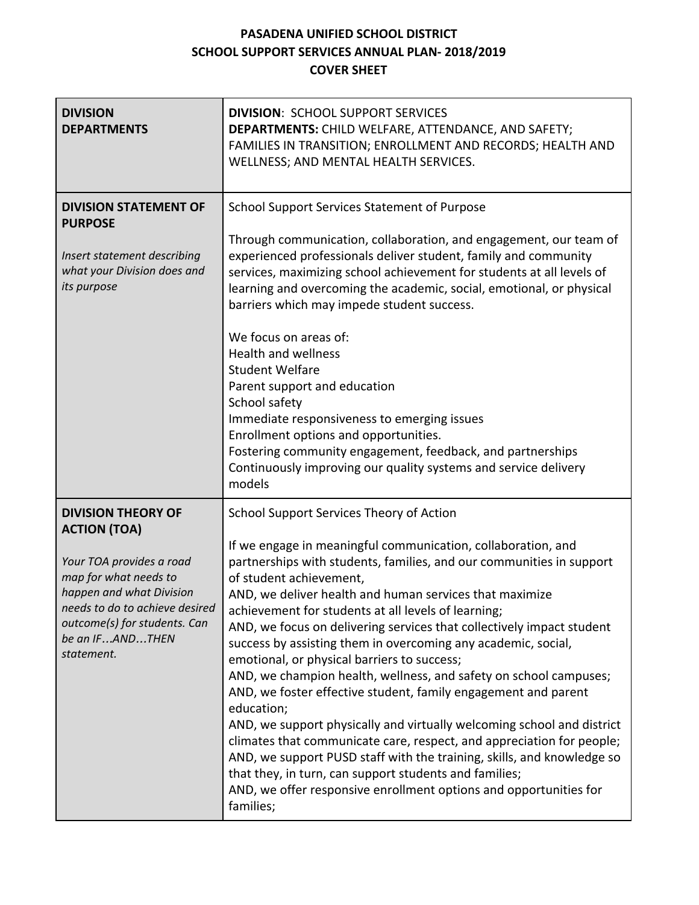# PASADENA UNIFIED SCHOOL DISTRICT
## SCHOOL SUPPORT SERVICES ANNUAL PLAN- 2018/2019
## COVER SHEET

| | |
|---|---|
| **DIVISION**<br>**DEPARTMENTS** | **DIVISION**: SCHOOL SUPPORT SERVICES<br>**DEPARTMENTS:** CHILD WELFARE, ATTENDANCE, AND SAFETY; FAMILIES IN TRANSITION; ENROLLMENT AND RECORDS; HEALTH AND WELLNESS; AND MENTAL HEALTH SERVICES. |
| **DIVISION STATEMENT OF PURPOSE**<br><br>*Insert statement describing what your Division does and its purpose* | School Support Services Statement of Purpose<br><br>Through communication, collaboration, and engagement, our team of experienced professionals deliver student, family and community services, maximizing school achievement for students at all levels of learning and overcoming the academic, social, emotional, or physical barriers which may impede student success.<br><br>We focus on areas of:<br>Health and wellness<br>Student Welfare<br>Parent support and education<br>School safety<br>Immediate responsiveness to emerging issues<br>Enrollment options and opportunities.<br>Fostering community engagement, feedback, and partnerships<br>Continuously improving our quality systems and service delivery models |
| **DIVISION THEORY OF ACTION (TOA)**<br><br>*Your TOA provides a road map for what needs to happen and what Division needs to do to achieve desired outcome(s) for students. Can be an IF…AND…THEN statement.* | School Support Services Theory of Action<br><br>If we engage in meaningful communication, collaboration, and partnerships with students, families, and our communities in support of student achievement,<br>AND, we deliver health and human services that maximize achievement for students at all levels of learning;<br>AND, we focus on delivering services that collectively impact student success by assisting them in overcoming any academic, social, emotional, or physical barriers to success;<br>AND, we champion health, wellness, and safety on school campuses;<br>AND, we foster effective student, family engagement and parent education;<br>AND, we support physically and virtually welcoming school and district climates that communicate care, respect, and appreciation for people;<br>AND, we support PUSD staff with the training, skills, and knowledge so that they, in turn, can support students and families;<br>AND, we offer responsive enrollment options and opportunities for families; |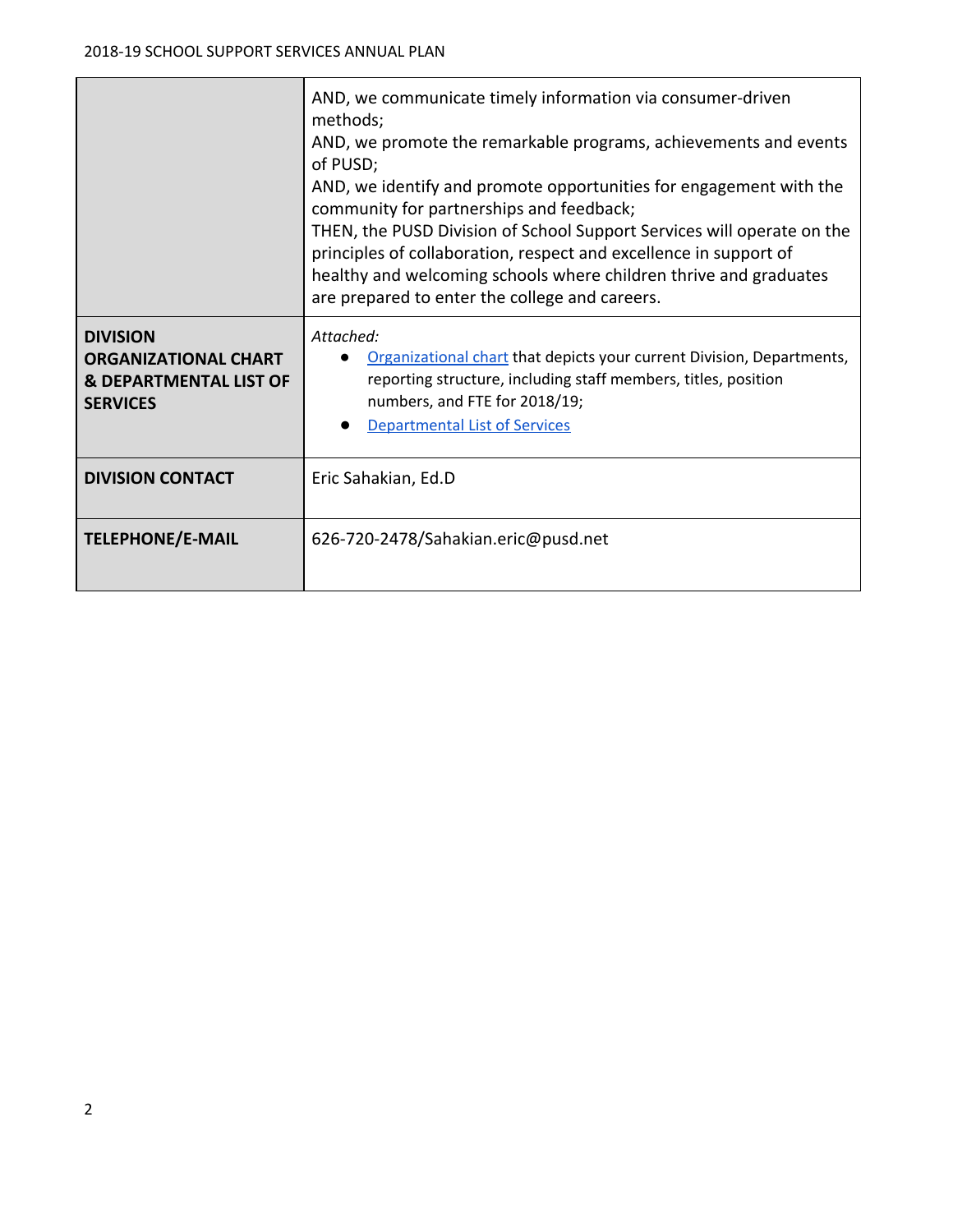| | |
|---|---|
| | AND, we communicate timely information via consumer-driven methods;<br>AND, we promote the remarkable programs, achievements and events of PUSD;<br>AND, we identify and promote opportunities for engagement with the community for partnerships and feedback;<br>THEN, the PUSD Division of School Support Services will operate on the principles of collaboration, respect and excellence in support of healthy and welcoming schools where children thrive and graduates are prepared to enter the college and careers. |
| **DIVISION ORGANIZATIONAL CHART & DEPARTMENTAL LIST OF SERVICES** | *Attached:*<br>● Organizational chart that depicts your current Division, Departments, reporting structure, including staff members, titles, position numbers, and FTE for 2018/19;<br>● Departmental List of Services |
| **DIVISION CONTACT** | Eric Sahakian, Ed.D |
| **TELEPHONE/E-MAIL** | 626-720-2478/Sahakian.eric@pusd.net |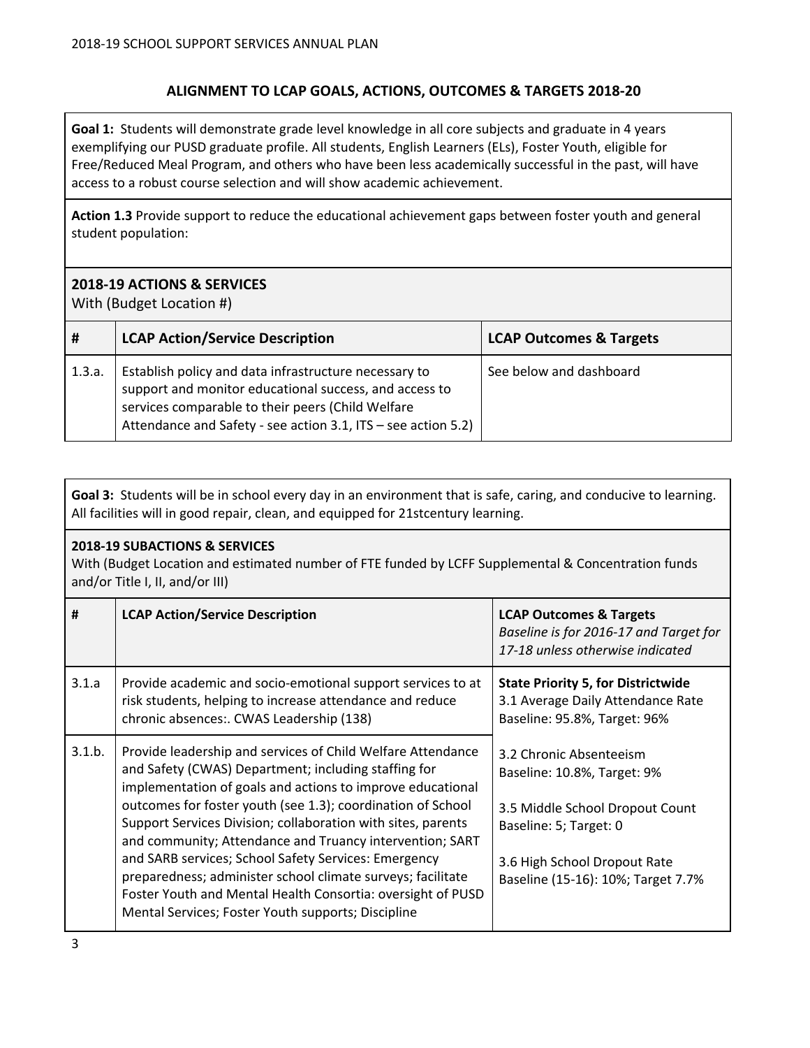## ALIGNMENT TO LCAP GOALS, ACTIONS, OUTCOMES & TARGETS 2018-20

**Goal 1:** Students will demonstrate grade level knowledge in all core subjects and graduate in 4 years exemplifying our PUSD graduate profile. All students, English Learners (ELs), Foster Youth, eligible for Free/Reduced Meal Program, and others who have been less academically successful in the past, will have access to a robust course selection and will show academic achievement.

**Action 1.3** Provide support to reduce the educational achievement gaps between foster youth and general student population:

### 2018-19 ACTIONS & SERVICES

With (Budget Location #)

| # | LCAP Action/Service Description | LCAP Outcomes & Targets |
|---|---|---|
| 1.3.a. | Establish policy and data infrastructure necessary to support and monitor educational success, and access to services comparable to their peers (Child Welfare Attendance and Safety - see action 3.1, ITS – see action 5.2) | See below and dashboard |

**Goal 3:** Students will be in school every day in an environment that is safe, caring, and conducive to learning. All facilities will in good repair, clean, and equipped for 21stcentury learning.

**2018-19 SUBACTIONS & SERVICES**

With (Budget Location and estimated number of FTE funded by LCFF Supplemental & Concentration funds and/or Title I, II, and/or III)

| # | LCAP Action/Service Description | **LCAP Outcomes & Targets**<br>*Baseline is for 2016-17 and Target for 17-18 unless otherwise indicated* |
|---|---|---|
| 3.1.a | Provide academic and socio-emotional support services to at risk students, helping to increase attendance and reduce chronic absences:. CWAS Leadership (138) | **State Priority 5, for Districtwide**<br>3.1 Average Daily Attendance Rate<br>Baseline: 95.8%, Target: 96%<br><br>3.2 Chronic Absenteeism<br>Baseline: 10.8%, Target: 9%<br><br>3.5 Middle School Dropout Count<br>Baseline: 5; Target: 0<br><br>3.6 High School Dropout Rate<br>Baseline (15-16): 10%; Target 7.7% |
| 3.1.b. | Provide leadership and services of Child Welfare Attendance and Safety (CWAS) Department; including staffing for implementation of goals and actions to improve educational outcomes for foster youth (see 1.3); coordination of School Support Services Division; collaboration with sites, parents and community; Attendance and Truancy intervention; SART and SARB services; School Safety Services: Emergency preparedness; administer school climate surveys; facilitate Foster Youth and Mental Health Consortia: oversight of PUSD Mental Services; Foster Youth supports; Discipline | |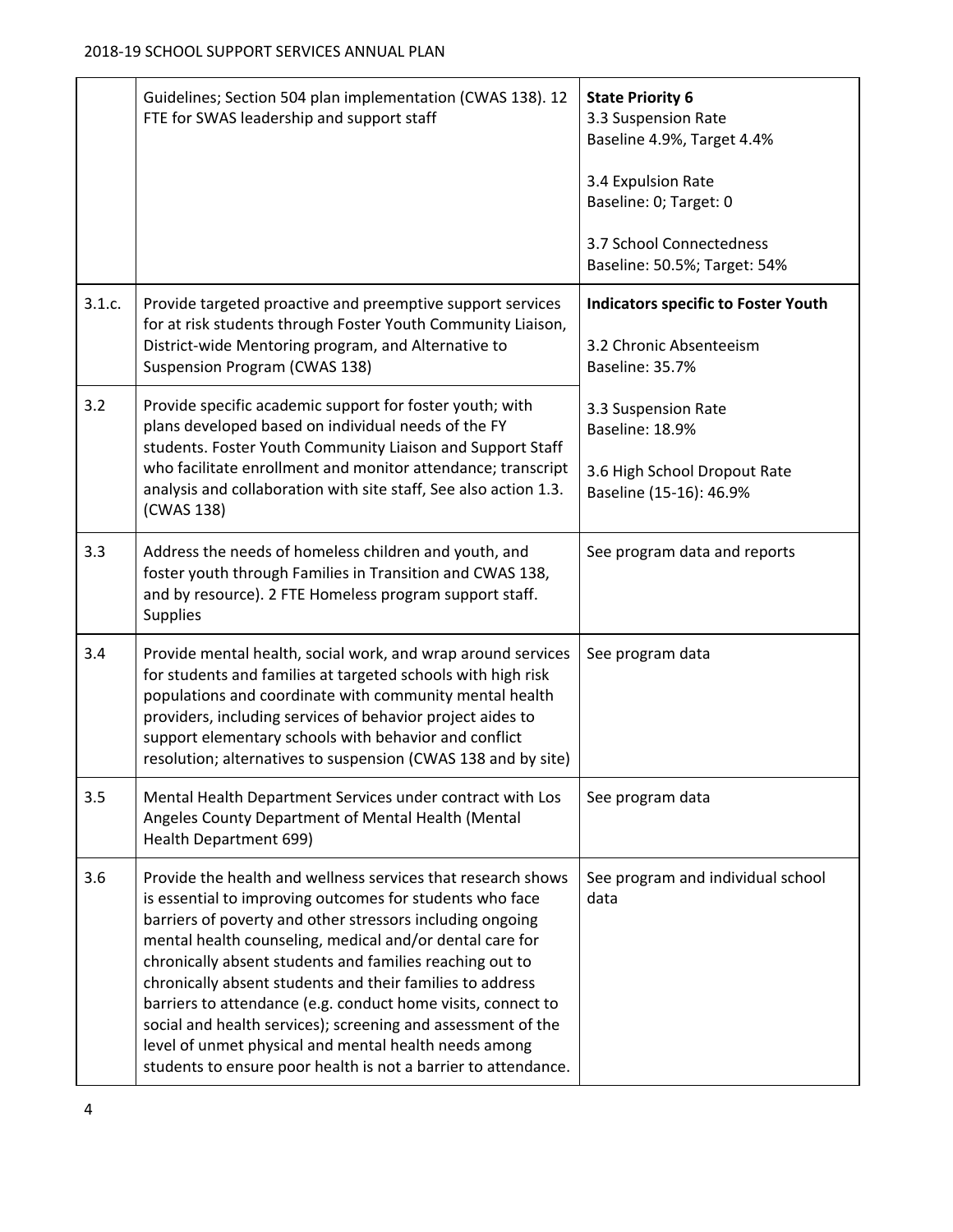| | | |
|---|---|---|
| | Guidelines; Section 504 plan implementation (CWAS 138). 12 FTE for SWAS leadership and support staff | **State Priority 6**<br>3.3 Suspension Rate<br>Baseline 4.9%, Target 4.4%<br><br>3.4 Expulsion Rate<br>Baseline: 0; Target: 0<br><br>3.7 School Connectedness<br>Baseline: 50.5%; Target: 54% |
| 3.1.c. | Provide targeted proactive and preemptive support services for at risk students through Foster Youth Community Liaison, District-wide Mentoring program, and Alternative to Suspension Program (CWAS 138) | **Indicators specific to Foster Youth**<br><br>3.2 Chronic Absenteeism<br>Baseline: 35.7%<br><br>3.3 Suspension Rate<br>Baseline: 18.9%<br><br>3.6 High School Dropout Rate<br>Baseline (15-16): 46.9% |
| 3.2 | Provide specific academic support for foster youth; with plans developed based on individual needs of the FY students. Foster Youth Community Liaison and Support Staff who facilitate enrollment and monitor attendance; transcript analysis and collaboration with site staff, See also action 1.3. (CWAS 138) | |
| 3.3 | Address the needs of homeless children and youth, and foster youth through Families in Transition and CWAS 138, and by resource). 2 FTE Homeless program support staff. Supplies | See program data and reports |
| 3.4 | Provide mental health, social work, and wrap around services for students and families at targeted schools with high risk populations and coordinate with community mental health providers, including services of behavior project aides to support elementary schools with behavior and conflict resolution; alternatives to suspension (CWAS 138 and by site) | See program data |
| 3.5 | Mental Health Department Services under contract with Los Angeles County Department of Mental Health (Mental Health Department 699) | See program data |
| 3.6 | Provide the health and wellness services that research shows is essential to improving outcomes for students who face barriers of poverty and other stressors including ongoing mental health counseling, medical and/or dental care for chronically absent students and families reaching out to chronically absent students and their families to address barriers to attendance (e.g. conduct home visits, connect to social and health services); screening and assessment of the level of unmet physical and mental health needs among students to ensure poor health is not a barrier to attendance. | See program and individual school data |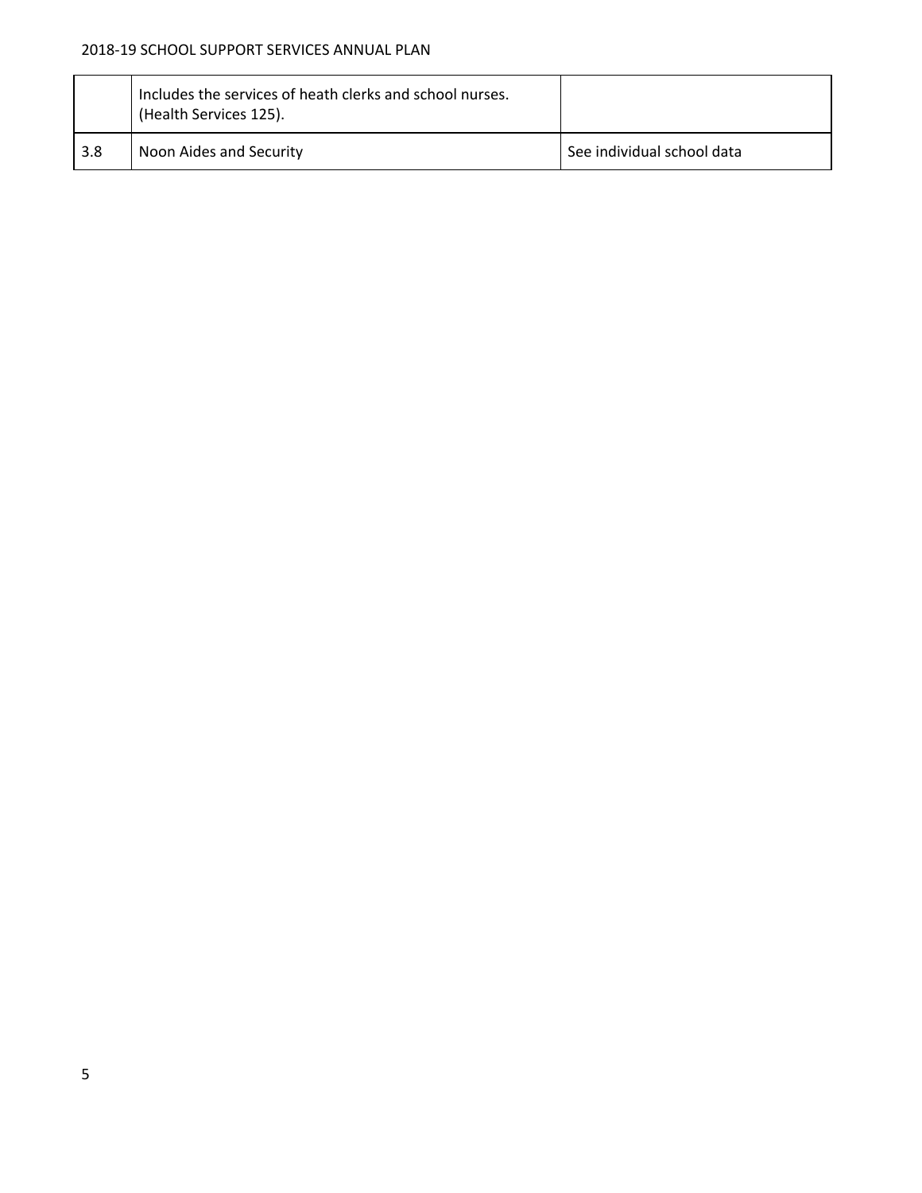| | | |
|---|---|---|
| | Includes the services of heath clerks and school nurses. (Health Services 125). | |
| 3.8 | Noon Aides and Security | See individual school data |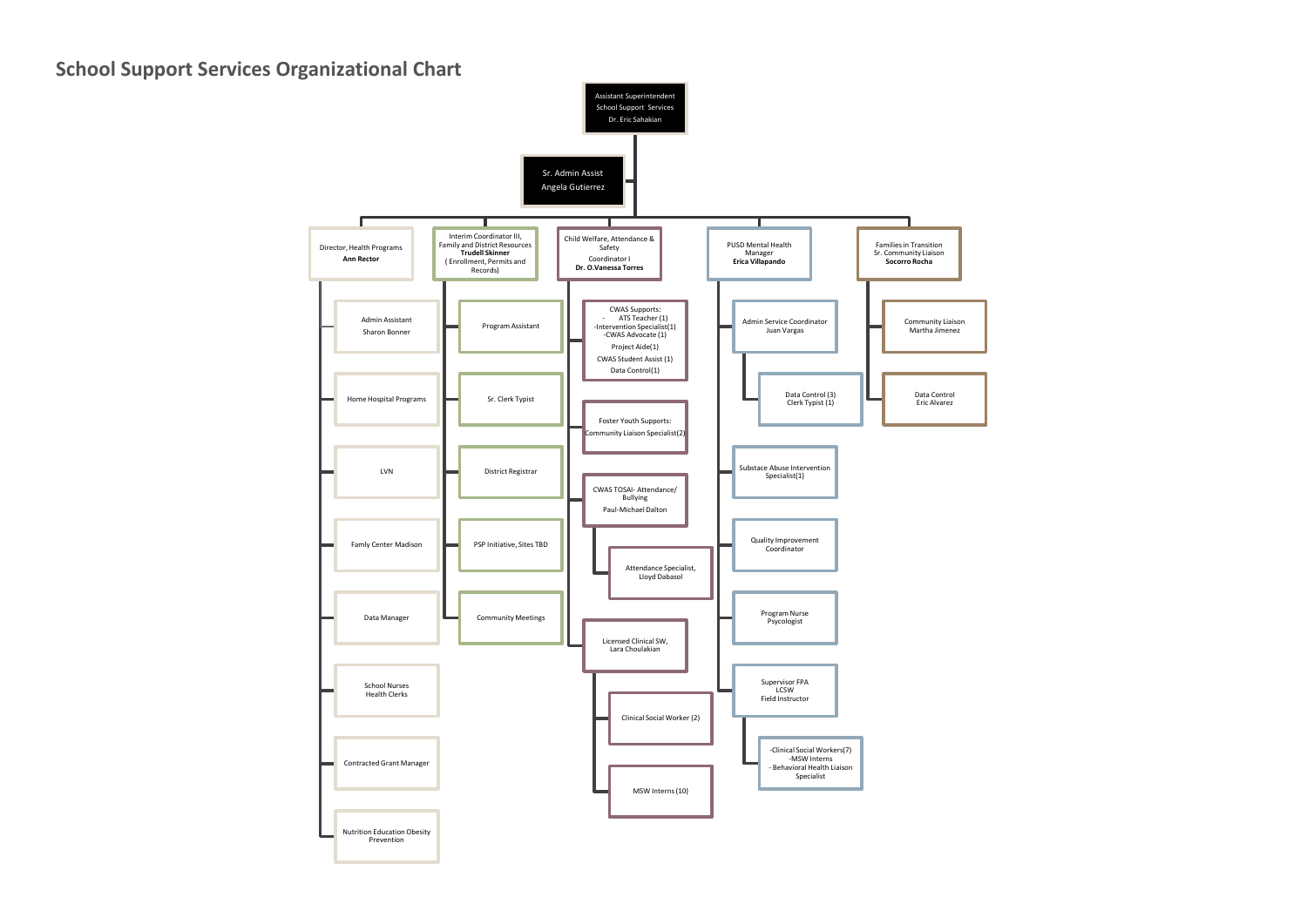# School Support Services Organizational Chart

Assistant Superintendent
School Support Services
Dr. Eric Sahakian

Sr. Admin Assist
Angela Gutierrez

Director, Health Programs
**Ann Rector**

Admin Assistant
Sharon Bonner

Home Hospital Programs

LVN

Famly Center Madison

Data Manager

School Nurses
Health Clerks

Contracted Grant Manager

Nutrition Education Obesity Prevention

Interim Coordinator III, Family and District Resources
**Trudell Skinner**
( Enrollment, Permits and Records)

Program Assistant

Sr. Clerk Typist

District Registrar

PSP Initiative, Sites TBD

Community Meetings

Child Welfare, Attendance & Safety
Coordinator I
**Dr. O.Vanessa Torres**

CWAS Supports:
- ATS Teacher (1)
-Intervention Specialist(1)
-CWAS Advocate (1)
Project Aide(1)
CWAS Student Assist (1)
Data Control(1)

Foster Youth Supports:
Community Liaison Specialist(2)

CWAS TOSAI- Attendance/ Bullying
Paul-Michael Dalton

Attendance Specialist,
Lloyd Dabasol

Licensed Clinical SW,
Lara Choulakian

Clinical Social Worker (2)

MSW Interns (10)

PUSD Mental Health Manager
**Erica Villapando**

Admin Service Coordinator
Juan Vargas

Data Control (3)
Clerk Typist (1)

Substace Abuse Intervention Specialist(1)

Quality Improvement Coordinator

Program Nurse
Psycologist

Supervisor FPA
LCSW
Field Instructor

-Clinical Social Workers(7)
-MSW Interns
- Behavioral Health Liaison Specialist

Families in Transition
Sr. Community Liaison
**Socorro Rocha**

Community Liaison
Martha Jimenez

Data Control
Eric Alvarez